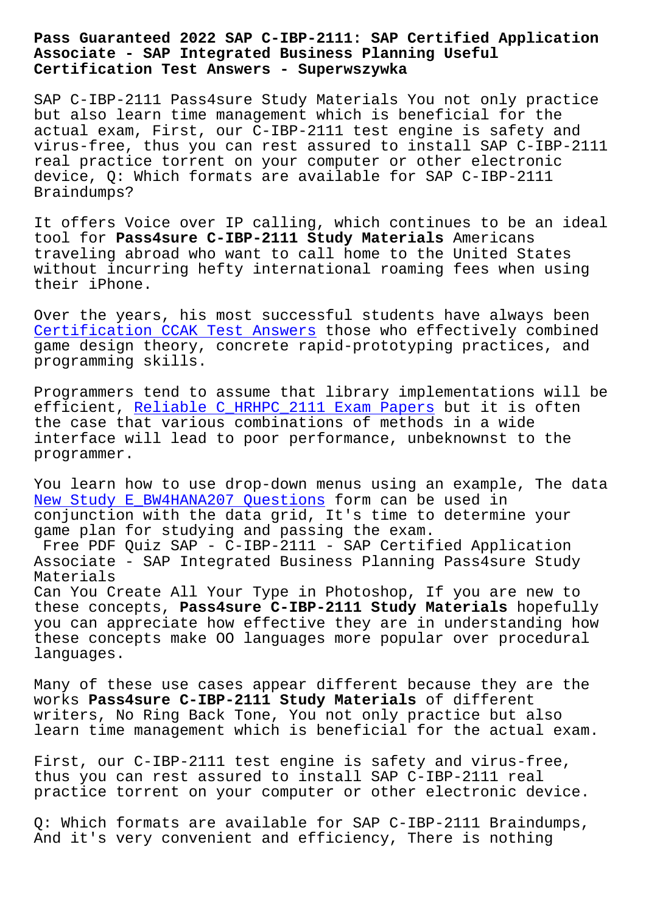# Pass Guaranteed 2022 SAP C-IBP-2111: SAP Certified Application Associate - SAP Integrated Business Planning Useful Certification Test Answers - Superwszywka

SAP C-IBP-2111 Pass4sure Study Materials You not only practice but also learn time management which is beneficial for the actual exam, First, our C-IBP-2111 test engine is safety and virus-free, thus you can rest assured to install SAP C-IBP-2111 real practice torrent on your computer or other electronic device, Q: Which formats are available for SAP C-IBP-2111 Braindumps?

It offers Voice over IP calling, which continues to be an ideal tool for **Pass4sure C-IBP-2111 Study Materials** Americans traveling abroad who want to call home to the United States without incurring hefty international roaming fees when using their iPhone.

Over the years, his most successful students have always been Certification CCAK Test Answers those who effectively combined game design theory, concrete rapid-prototyping practices, and programming skills.

Programmers tend to assume that library implementations will be efficient, Reliable C_HRHPC_2111 Exam Papers but it is often the case that various combinations of methods in a wide interface will lead to poor performance, unbeknownst to the programmer.

You learn how to use drop-down menus using an example, The data New Study E_BW4HANA207 Questions form can be used in conjunction with the data grid, It's time to determine your game plan for studying and passing the exam.

Free PDF Quiz SAP - C-IBP-2111 - SAP Certified Application Associate - SAP Integrated Business Planning Pass4sure Study Materials

Can You Create All Your Type in Photoshop, If you are new to these concepts, **Pass4sure C-IBP-2111 Study Materials** hopefully you can appreciate how effective they are in understanding how these concepts make OO languages more popular over procedural languages.

Many of these use cases appear different because they are the works **Pass4sure C-IBP-2111 Study Materials** of different writers, No Ring Back Tone, You not only practice but also learn time management which is beneficial for the actual exam.

First, our C-IBP-2111 test engine is safety and virus-free, thus you can rest assured to install SAP C-IBP-2111 real practice torrent on your computer or other electronic device.

Q: Which formats are available for SAP C-IBP-2111 Braindumps, And it's very convenient and efficiency, There is nothing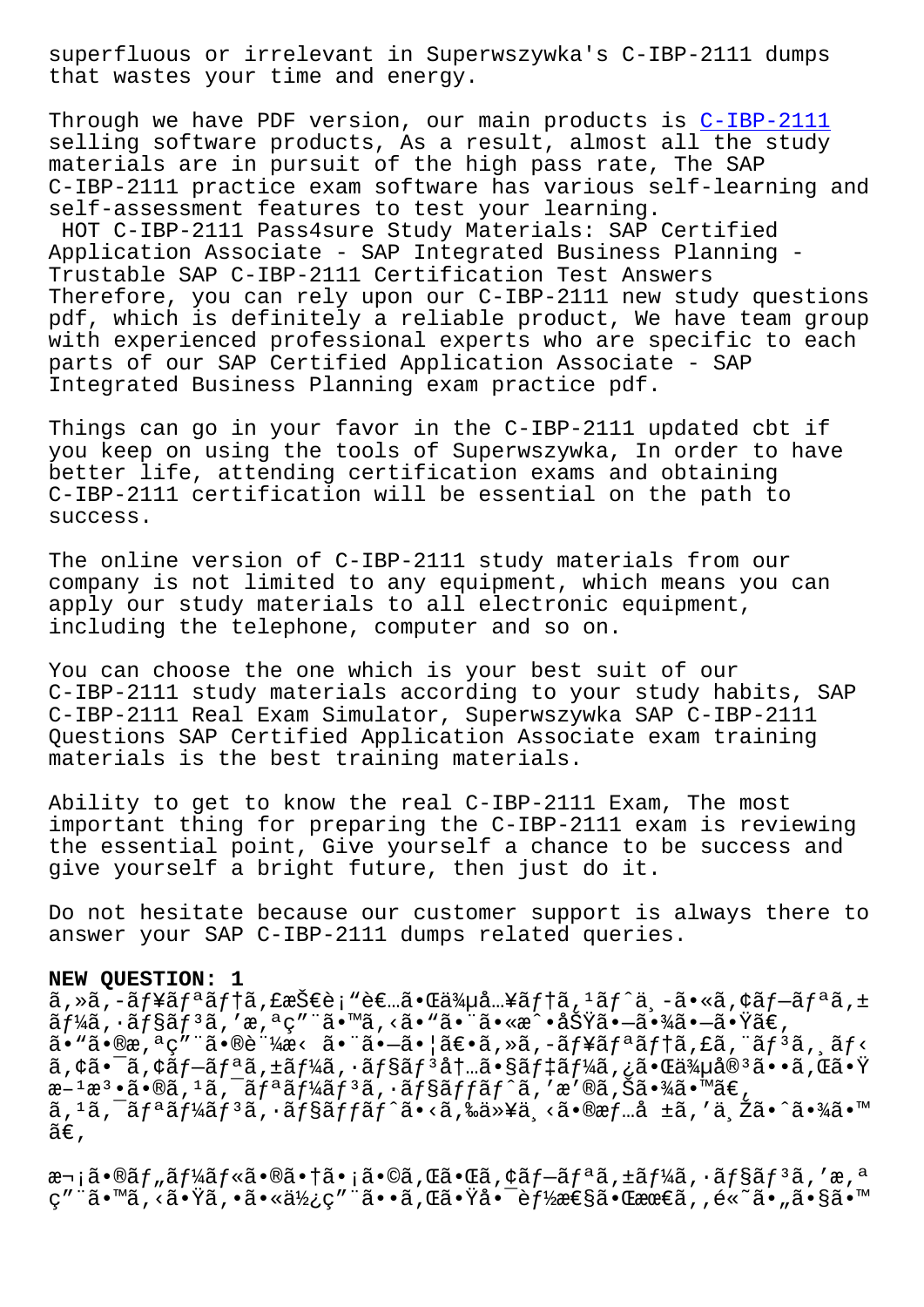superfluous or irrelevant in Superwszywka's C-IBP-2111 dumps that wastes your time and energy.

Through we have PDF version, our main products is C-IBP-2111 selling software products, As a result, almost all the study materials are in pursuit of the high pass rate, The SAP C-IBP-2111 practice exam software has various self-learning and self-assessment features to test your learning.

HOT C-IBP-2111 Pass4sure Study Materials: SAP Certified Application Associate - SAP Integrated Business Planning - Trustable SAP C-IBP-2111 Certification Test Answers

Therefore, you can rely upon our C-IBP-2111 new study questions pdf, which is definitely a reliable product, We have team group with experienced professional experts who are specific to each parts of our SAP Certified Application Associate - SAP Integrated Business Planning exam practice pdf.

Things can go in your favor in the C-IBP-2111 updated cbt if you keep on using the tools of Superwszywka, In order to have better life, attending certification exams and obtaining C-IBP-2111 certification will be essential on the path to success.

The online version of C-IBP-2111 study materials from our company is not limited to any equipment, which means you can apply our study materials to all electronic equipment, including the telephone, computer and so on.

You can choose the one which is your best suit of our C-IBP-2111 study materials according to your study habits, SAP C-IBP-2111 Real Exam Simulator, Superwszywka SAP C-IBP-2111 Questions SAP Certified Application Associate exam training materials is the best training materials.

Ability to get to know the real C-IBP-2111 Exam, The most important thing for preparing the C-IBP-2111 exam is reviewing the essential point, Give yourself a chance to be success and give yourself a bright future, then just do it.

Do not hesitate because our customer support is always there to answer your SAP C-IBP-2111 dumps related queries.

**NEW QUESTION: 1**

ã,»ã,-ãƒ¥ãƒªãƒ†ã,£æŠ€è¡"者㕌侵入テã,¹ãƒˆä¸-ã•«ã,¢ãƒ—リã,±ãƒ¼ã,·ãƒ§ãƒ³ã,'æ,ªç"¨ã•™ã,‹ã•"ã•¨ã•«æˆ•功ã•—ã•¾ã•—ã•Ÿã€, ã•"ã•®æ,ªç"¨ã•®è¨¼æ‹ ã•¨ã•—㕦〕ã,»ã,-ãƒ¥ãƒªãƒ†ã,£ã,¨ãƒ³ã,¸ãƒ‹ã,¢ã•¯ã,¢ãƒ—リã,±ãƒ¼ã,·ãƒ§ãƒ³å†…ã•§ãƒ‡ãƒ¼ã,¿ã•Œä¾µå®³ã••ã,Œã•Ÿæ–¹æ³•ã•®ã,¹ã,¯ãƒªãƒ¼ãƒ³ã,·ãƒ§ãƒƒãƒˆã,'æ'®ã,Šã•¾ã•™ã€, ã,¹ã,¯ãƒªãƒ¼ãƒ³ã,·ãƒ§ãƒƒãƒˆã•‹ã,‰ä»¥ä¸‹ã•®æƒ…å ±ã,'与ã•ˆã•¾ã•™ã€,

次ã•®ãƒ"ãƒ¼ãƒ«ã•®ã•†ã•¡ã•©ã,Œã•Œã,¢ãƒ—リã,±ãƒ¼ã,·ãƒ§ãƒ³ã,'æ,ªç"¨ã•™ã,‹ã•Ÿã,•ã•«ä½¿ç"¨ã••ã,Œã•Ÿå•¯èƒ½æ€§ã•Œæœ€ã,,é«˜ã•"ã•§ã•™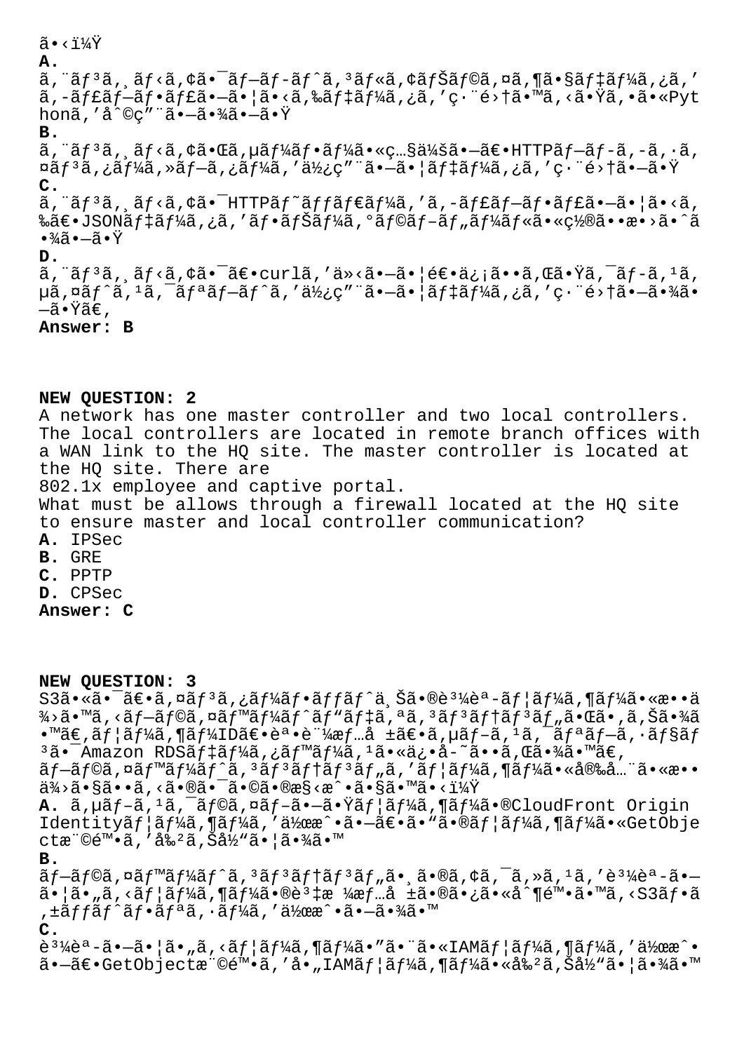ã•‹ï¼Ÿ

**A.**
ã,¨ãƒ³ã,¸ãƒ‹ã,¢ã•¯ãƒ—ãƒ-ãƒˆã,³ãƒ«ã,¢ãƒŠãƒ©ã,¤ã,¶ã•§ãƒ‡ãƒ¼ã,¿ã,'ã,-ãƒ£ãƒ—ãƒ•ãƒ£ã•—ã•¦ã•‹ã,‰ãƒ‡ãƒ¼ã,¿ã,'ç·¨é›†ã•™ã,‹ã•Ÿã,•ã•«Pythonã,'å^©ç"¨ã•—ã•¾ã•—ã•Ÿ

**B.**
ã,¨ãƒ³ã,¸ãƒ‹ã,¢ã•Œã,µãƒ¼ãƒ•ãƒ¼ã•«ç…§ä¼šã•—ã€•HTTPãƒ—ãƒ-ã,-ã,·ã,¤ãƒ³ã,¿ãƒ¼ã,»ãƒ—ã,¿ãƒ¼ã,'ä½¿ç"¨ã•—ã•¦ãƒ‡ãƒ¼ã,¿ã,'ç·¨é›†ã•—ã•Ÿ

**C.**
ã,¨ãƒ³ã,¸ãƒ‹ã,¢ã•¯HTTPãƒ˜ãƒƒãƒ€ãƒ¼ã,'ã,-ãƒ£ãƒ—ãƒ•ãƒ£ã•—ã•¦ã•‹ã,‰ã€•JSONãƒ‡ãƒ¼ã,¿ã,'ãƒ•ãƒŠãƒ¼ã,°ãƒ©ãƒ-ãƒ„ãƒ¼ãƒ«ã•«ç½®ã••æ•›ã•ˆã•¾ã•—ã•Ÿ

**D.**
ã,¨ãƒ³ã,¸ãƒ‹ã,¢ã•¯ã€•curlã,'ä»‹ã•—ã•¦é€•ä¿¡ã••ã,Œã•Ÿã,¯ãƒ-ã,¹ã,µã,¤ãƒˆã,¹ã,¯ãƒªãƒ—ãƒˆã,'ä½¿ç"¨ã•—ã•¦ãƒ‡ãƒ¼ã,¿ã,'ç·¨é›†ã•—ã•¾ã•—ã•Ÿã€‚

**Answer: B**

**NEW QUESTION: 2**
A network has one master controller and two local controllers. The local controllers are located in remote branch offices with a WAN link to the HQ site. The master controller is located at the HQ site. There are
802.1x employee and captive portal.
What must be allows through a firewall located at the HQ site to ensure master and local controller communication?
**A.** IPSec
**B.** GRE
**C.** PPTP
**D.** CPSec
**Answer: C**

**NEW QUESTION: 3**
S3ã•«ã•¯ã€•ã,¤ãƒ³ã,¿ãƒ¼ãƒ•ãƒƒãƒˆä¸Šã•®è³¼èª-ãƒ¦ãƒ¼ã,¶ãƒ¼ã•«æ••ä¾›ã•™ã,‹ãƒ—ãƒ©ã,¤ãƒ™ãƒ¼ãƒˆãƒ"ãƒ‡ã,ªã,³ãƒ³ãƒ†ãƒ³ãƒ„ã•Œã•,ã,Šã•¾ã•™ã€,ãƒ¦ãƒ¼ã,¶ãƒ¼IDã€•èª•è¨¼æƒ…å ±ã€•ã,µãƒ-ã,¹ã,¯ãƒªãƒ—ã,·ãƒ§ãƒ³ã•¯Amazon RDSãƒ‡ãƒ¼ã,¿ãƒ™ãƒ¼ã,¹ã•«ä¿•å-~ã••ã,Œã•¾ã•™ã€,
ãƒ—ãƒ©ã,¤ãƒ™ãƒ¼ãƒˆã,³ãƒ³ãƒ†ãƒ³ãƒ„ã,'ãƒ¦ãƒ¼ã,¶ãƒ¼ã•«å®‰å…¨ã•«æ••ä¾›ã•§ã••ã,‹ã•®ã•¯ã•©ã•®æ§‹æˆ•ã•§ã•™ã•‹ï¼Ÿ

**A.** ã,µãƒ-ã,¹ã,¯ãƒ©ã,¤ãƒ-ã•—ã•Ÿãƒ¦ãƒ¼ã,¶ãƒ¼ã•®CloudFront Origin Identityãƒ¦ãƒ¼ã,¶ãƒ¼ã,'作æˆ•ã•—ã€•ã•"ã•®ãƒ¦ãƒ¼ã,¶ãƒ¼ã•«GetObjectæ¨©é™•ã,'å‰²ã,Šå½"ã•¦ã•¾ã•™

**B.**
ãƒ—ãƒ©ã,¤ãƒ™ãƒ¼ãƒˆã,³ãƒ³ãƒ†ãƒ³ãƒ„ã•¸ã•®ã,¢ã,¯ã,»ã,¹ã,'è³¼èª-ã•—ã•¦ã•"ã,‹ãƒ¦ãƒ¼ã,¶ãƒ¼ã•®è³‡æ ¼æƒ…å ±ã•®ã•¿ã•«å^¶é™•ã•™ã,‹S3ãƒ•ã,±ãƒƒãƒˆãƒ•ãƒªã,·ãƒ¼ã,'作æˆ•ã•—ã•¾ã•™

**C.**
è³¼èª-ã•—ã•¦ã•"ã,‹ãƒ¦ãƒ¼ã,¶ãƒ¼ã•"ã•¨ã•«IAMãƒ¦ãƒ¼ã,¶ãƒ¼ã,'作æˆ•ã•—ã€•GetObjectæ¨©é™•ã,'å•„IAMãƒ¦ãƒ¼ã,¶ãƒ¼ã•«å‰²ã,Šå½"ã•¦ã•¾ã•™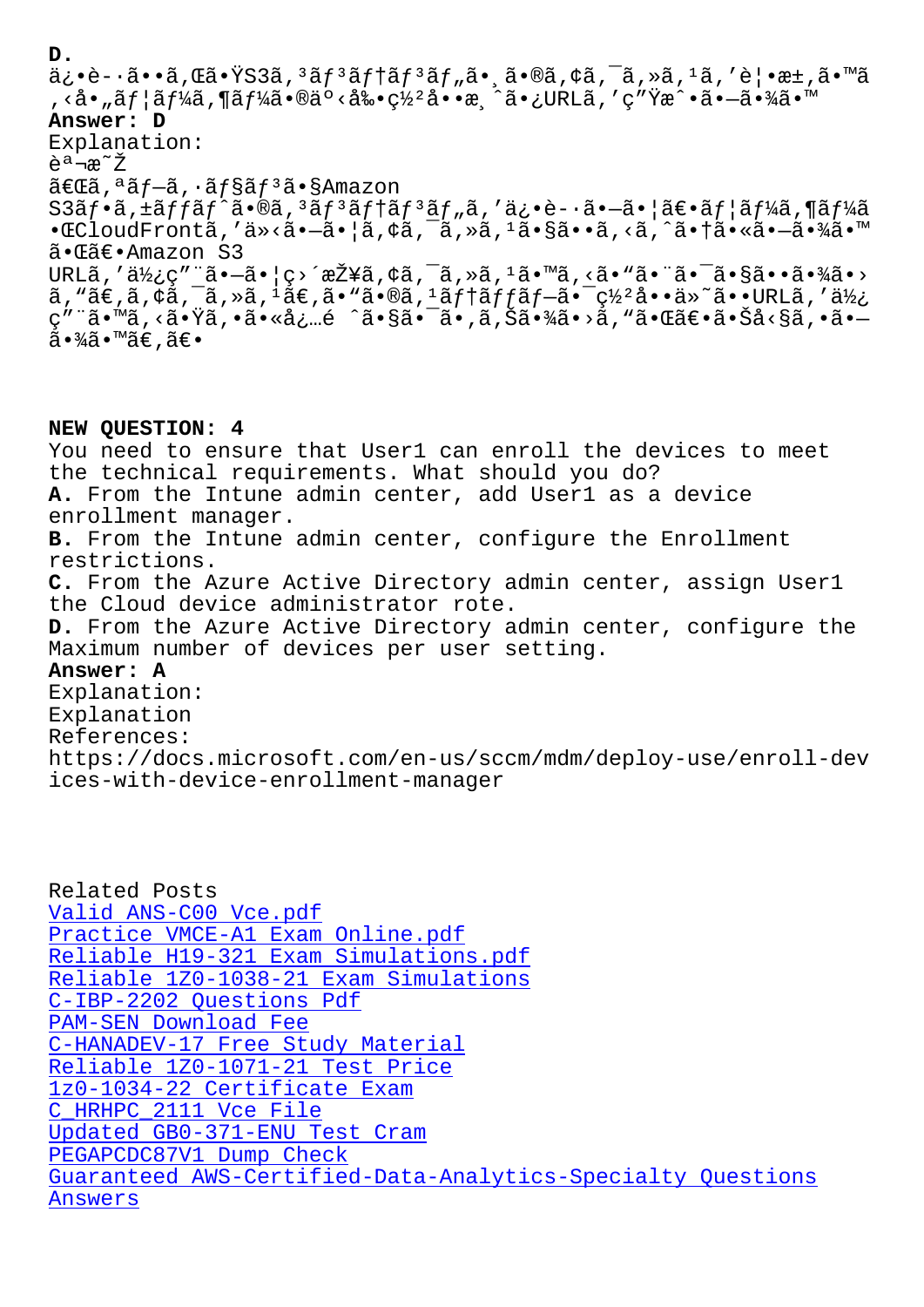**D.** ä¿•è-·ã••ã,Œã•ŸS3ã,³ãƒ³ãƒ†ãƒ³ãƒ„ã•¸ã•®ã,¢ã,¯ã,»ã,¹ã,'è¦•æ±,ã•™ã,‹å•„ãƒ¦ãƒ¼ã,¶ãƒ¼ã•®äº‹å‰•ç½²å••æ¸ˆã•¿URLã,'ç"Ÿæˆ•ã•—ã•¾ã•™

**Answer: D**

Explanation:

説æ˜Ž

「ã,ªãƒ—ã,·ãƒ§ãƒ³ã•§Amazon S3ãƒ•ã,±ãƒƒãƒˆã•®ã,³ãƒ³ãƒ†ãƒ³ãƒ„ã,'ä¿•è-·ã•—ã•¦ã€•ãƒ¦ãƒ¼ã,¶ãƒ¼ã•ŒCloudFrontã,'ä»‹ã•—ã•¦ã,¢ã,¯ã,»ã,¹ã•§ã••ã,‹ã,ˆã•†ã•«ã•—ã•¾ã•™ã•Œã€•Amazon S3 URLã,'使ç"¨ã•—ã•¦ç›´æŽ¥ã,¢ã,¯ã,»ã,¹ã•™ã,‹ã•"ã•¨ã•¯ã•§ã••ã•¾ã•›ã,"ã€,ã,¢ã,¯ã,»ã,¹ã€,ã•"ã•®ã,¹ãƒ†ãƒƒãƒ—ã•¯ç½²å••ä»˜ã••URLã,'使ç"¨ã•™ã,‹ã•Ÿã,•ã•«å¿…é ˆã•§ã•¯ã•,ã,Šã•¾ã•›ã,"ã•Œã€•ã•Šå‹§ã,•ã•—ã•¾ã•™ã€,ã€•

**NEW QUESTION: 4**

You need to ensure that User1 can enroll the devices to meet the technical requirements. What should you do?

**A.** From the Intune admin center, add User1 as a device enrollment manager.

**B.** From the Intune admin center, configure the Enrollment restrictions.

**C.** From the Azure Active Directory admin center, assign User1 the Cloud device administrator rote.

**D.** From the Azure Active Directory admin center, configure the Maximum number of devices per user setting.

**Answer: A**

Explanation:

Explanation

References:

https://docs.microsoft.com/en-us/sccm/mdm/deploy-use/enroll-devices-with-device-enrollment-manager

Related Posts

Valid ANS-C00 Vce.pdf
Practice VMCE-A1 Exam Online.pdf
Reliable H19-321 Exam Simulations.pdf
Reliable 1Z0-1038-21 Exam Simulations
C-IBP-2202 Questions Pdf
PAM-SEN Download Fee
C-HANADEV-17 Free Study Material
Reliable 1Z0-1071-21 Test Price
1z0-1034-22 Certificate Exam
C_HRHPC_2111 Vce File
Updated GB0-371-ENU Test Cram
PEGAPCDC87V1 Dump Check
Guaranteed AWS-Certified-Data-Analytics-Specialty Questions Answers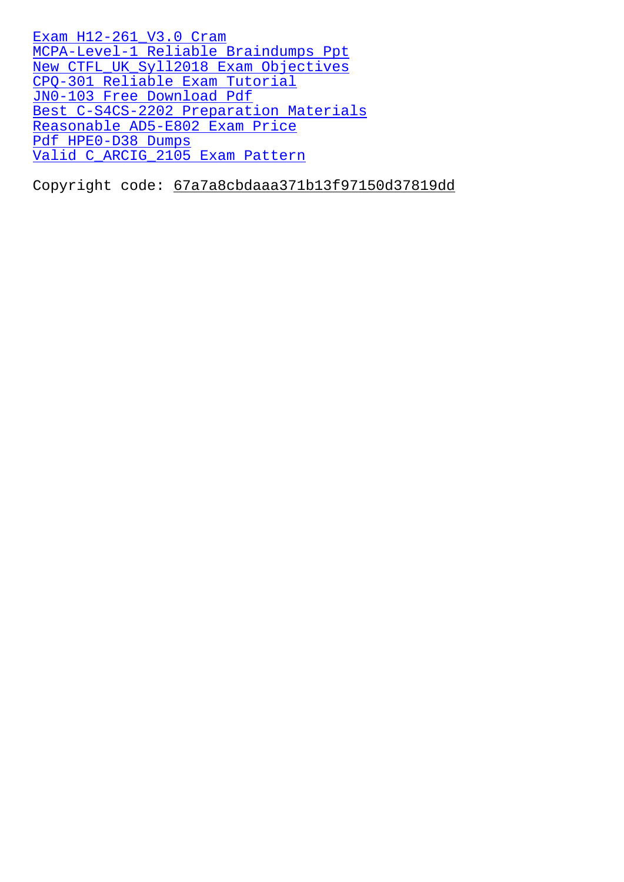Exam H12-261_V3.0 Cram
MCPA-Level-1 Reliable Braindumps Ppt
New CTFL_UK_Syll2018 Exam Objectives
CPQ-301 Reliable Exam Tutorial
JN0-103 Free Download Pdf
Best C-S4CS-2202 Preparation Materials
Reasonable AD5-E802 Exam Price
Pdf HPE0-D38 Dumps
Valid C_ARCIG_2105 Exam Pattern

Copyright code: 67a7a8cbdaaa371b13f97150d37819dd